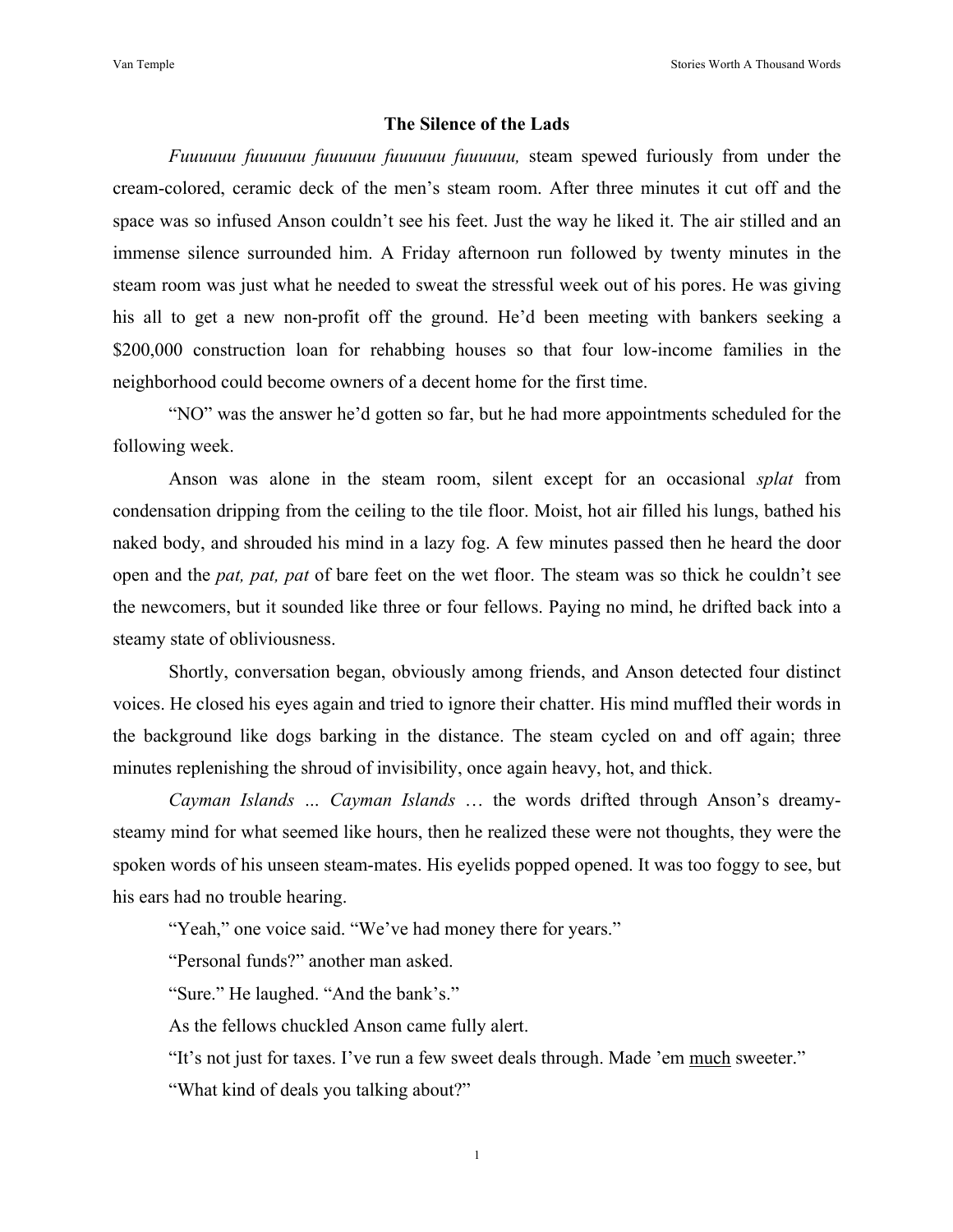# The Silence of the Lads

*Fuuuuuu fuuuuuu fuuuuuu fuuuuuu fuuuuuu,* steam spewed furiously from under the cream-colored, ceramic deck of the men's steam room. After three minutes it cut off and the space was so infused Anson couldn't see his feet. Just the way he liked it. The air stilled and an immense silence surrounded him. A Friday afternoon run followed by twenty minutes in the steam room was just what he needed to sweat the stressful week out of his pores. He was giving his all to get a new non-profit off the ground. He'd been meeting with bankers seeking a $200,000 construction loan for rehabbing houses so that four low-income families in the neighborhood could become owners of a decent home for the first time.

"NO" was the answer he'd gotten so far, but he had more appointments scheduled for the following week.

Anson was alone in the steam room, silent except for an occasional *splat* from condensation dripping from the ceiling to the tile floor. Moist, hot air filled his lungs, bathed his naked body, and shrouded his mind in a lazy fog. A few minutes passed then he heard the door open and the *pat, pat, pat* of bare feet on the wet floor. The steam was so thick he couldn't see the newcomers, but it sounded like three or four fellows. Paying no mind, he drifted back into a steamy state of obliviousness.

Shortly, conversation began, obviously among friends, and Anson detected four distinct voices. He closed his eyes again and tried to ignore their chatter. His mind muffled their words in the background like dogs barking in the distance. The steam cycled on and off again; three minutes replenishing the shroud of invisibility, once again heavy, hot, and thick.

*Cayman Islands … Cayman Islands* … the words drifted through Anson's dreamy-steamy mind for what seemed like hours, then he realized these were not thoughts, they were the spoken words of his unseen steam-mates. His eyelids popped opened. It was too foggy to see, but his ears had no trouble hearing.

"Yeah," one voice said. "We've had money there for years."

"Personal funds?" another man asked.

"Sure." He laughed. "And the bank's."

As the fellows chuckled Anson came fully alert.

"It's not just for taxes. I've run a few sweet deals through. Made 'em <u>much</u> sweeter."

"What kind of deals you talking about?"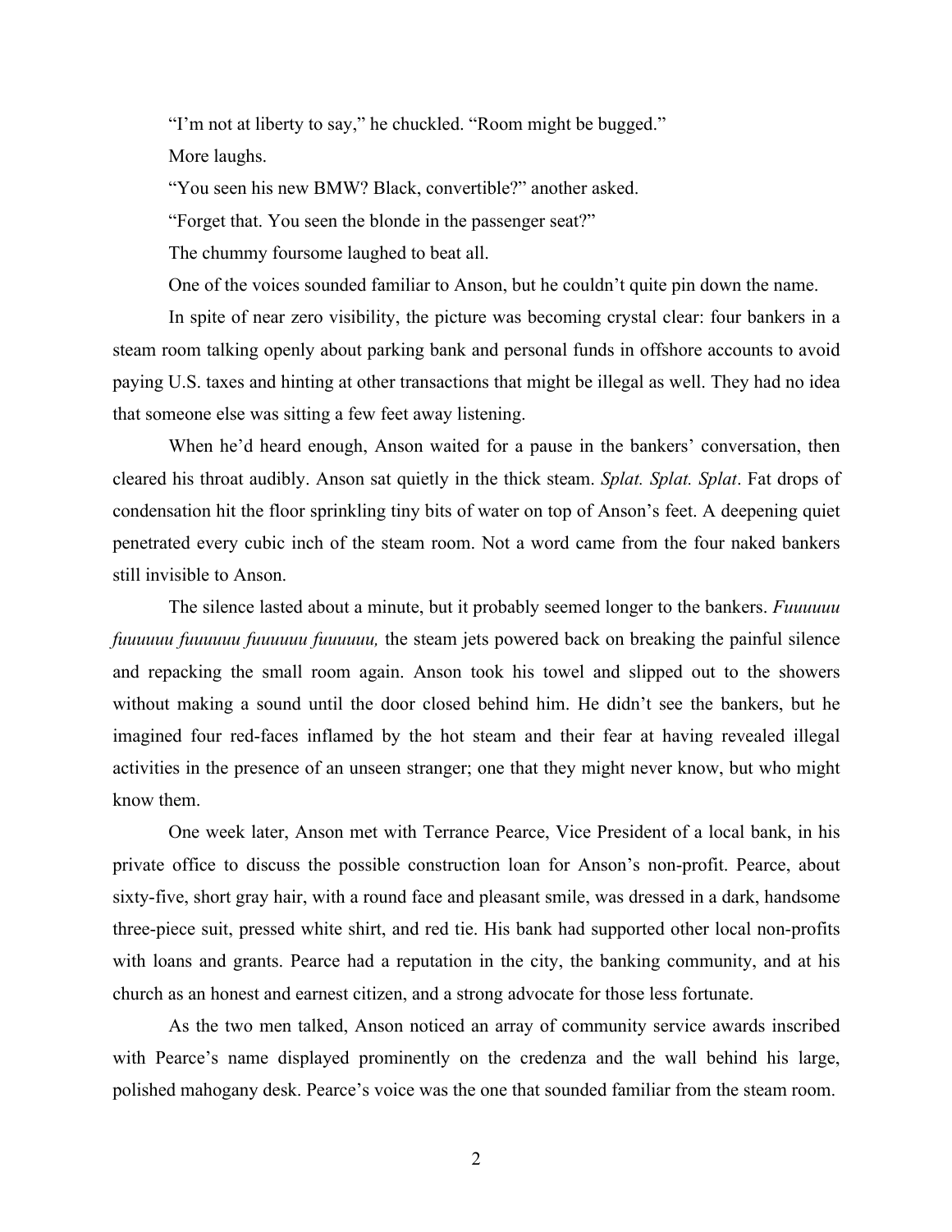"I'm not at liberty to say," he chuckled. "Room might be bugged."

More laughs.

"You seen his new BMW? Black, convertible?" another asked.

"Forget that. You seen the blonde in the passenger seat?"

The chummy foursome laughed to beat all.

One of the voices sounded familiar to Anson, but he couldn't quite pin down the name.

In spite of near zero visibility, the picture was becoming crystal clear: four bankers in a steam room talking openly about parking bank and personal funds in offshore accounts to avoid paying U.S. taxes and hinting at other transactions that might be illegal as well. They had no idea that someone else was sitting a few feet away listening.

When he'd heard enough, Anson waited for a pause in the bankers' conversation, then cleared his throat audibly. Anson sat quietly in the thick steam. *Splat. Splat. Splat*. Fat drops of condensation hit the floor sprinkling tiny bits of water on top of Anson's feet. A deepening quiet penetrated every cubic inch of the steam room. Not a word came from the four naked bankers still invisible to Anson.

The silence lasted about a minute, but it probably seemed longer to the bankers. *Fuuuuuu fuuuuuu fuuuuuu fuuuuuu fuuuuuu,* the steam jets powered back on breaking the painful silence and repacking the small room again. Anson took his towel and slipped out to the showers without making a sound until the door closed behind him. He didn't see the bankers, but he imagined four red-faces inflamed by the hot steam and their fear at having revealed illegal activities in the presence of an unseen stranger; one that they might never know, but who might know them.

One week later, Anson met with Terrance Pearce, Vice President of a local bank, in his private office to discuss the possible construction loan for Anson's non-profit. Pearce, about sixty-five, short gray hair, with a round face and pleasant smile, was dressed in a dark, handsome three-piece suit, pressed white shirt, and red tie. His bank had supported other local non-profits with loans and grants. Pearce had a reputation in the city, the banking community, and at his church as an honest and earnest citizen, and a strong advocate for those less fortunate.

As the two men talked, Anson noticed an array of community service awards inscribed with Pearce's name displayed prominently on the credenza and the wall behind his large, polished mahogany desk. Pearce's voice was the one that sounded familiar from the steam room.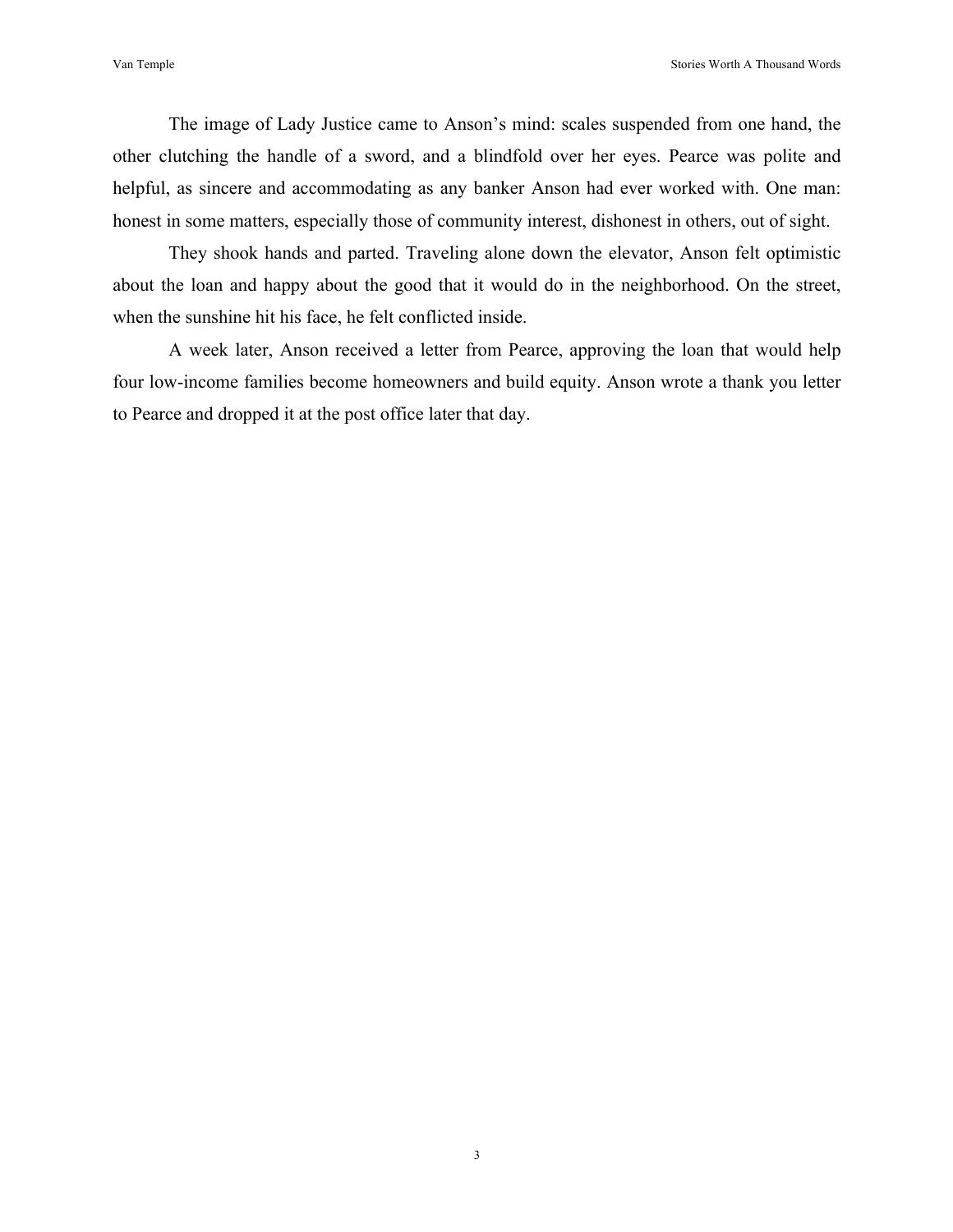The image of Lady Justice came to Anson's mind: scales suspended from one hand, the other clutching the handle of a sword, and a blindfold over her eyes. Pearce was polite and helpful, as sincere and accommodating as any banker Anson had ever worked with. One man: honest in some matters, especially those of community interest, dishonest in others, out of sight.

They shook hands and parted. Traveling alone down the elevator, Anson felt optimistic about the loan and happy about the good that it would do in the neighborhood. On the street, when the sunshine hit his face, he felt conflicted inside.

A week later, Anson received a letter from Pearce, approving the loan that would help four low-income families become homeowners and build equity. Anson wrote a thank you letter to Pearce and dropped it at the post office later that day.